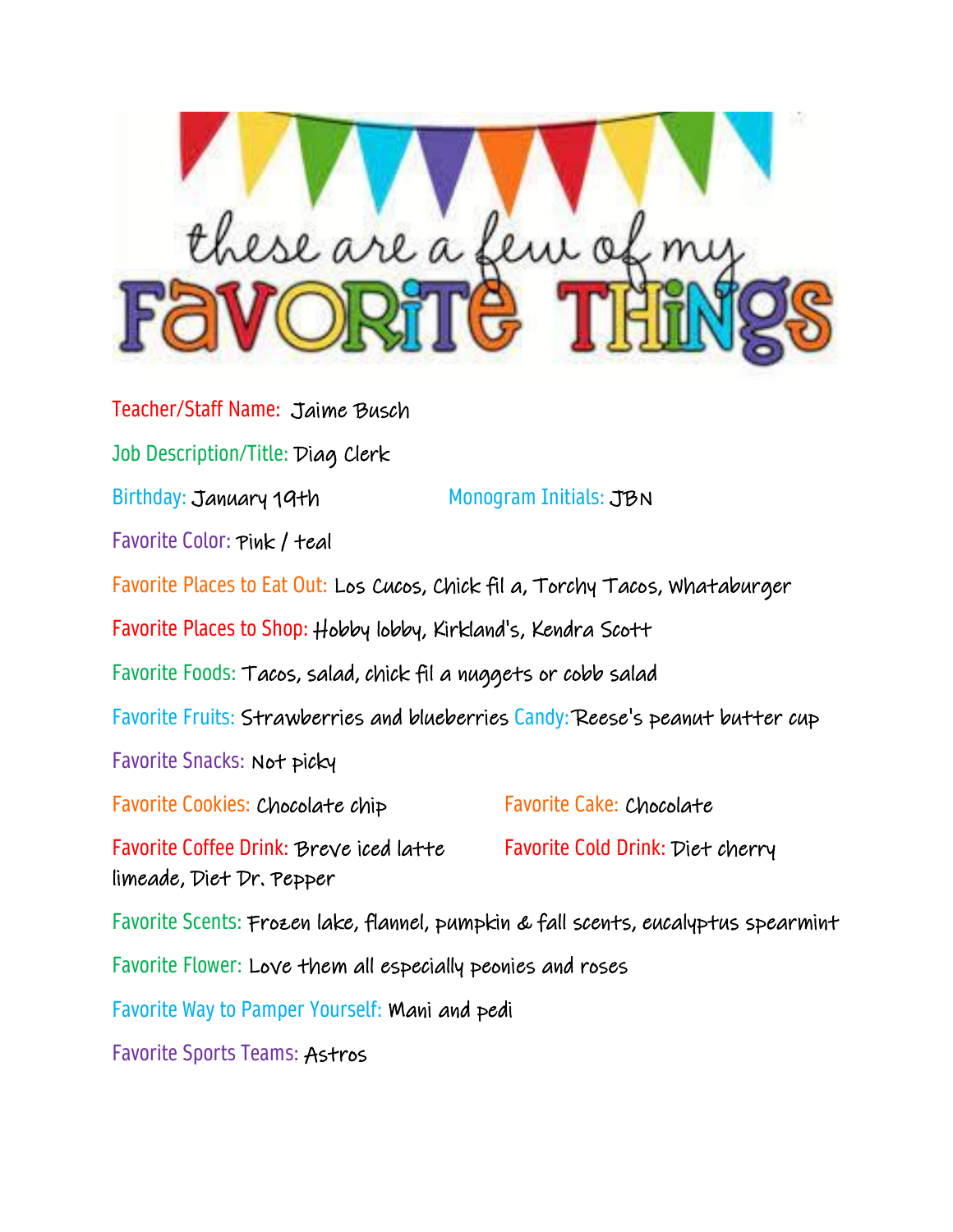# these are a few of my FAVORITE THINGS

Teacher/Staff Name: Jaime Busch

Job Description/Title: Diag Clerk

Birthday: January 19th

Monogram Initials: JBN

Favorite Color: Pink / teal

Favorite Places to Eat Out: Los Cucos, Chick fil a, Torchy Tacos, Whataburger

Favorite Places to Shop: Hobby lobby, Kirkland's, Kendra Scott

Favorite Foods: Tacos, salad, chick fil a nuggets or cobb salad

Favorite Fruits: Strawberries and blueberries

Candy: Reese's peanut butter cup

Favorite Snacks: Not picky

Favorite Cookies: Chocolate chip

Favorite Cake: Chocolate

Favorite Coffee Drink: Breve iced latte

Favorite Cold Drink: Diet cherry limeade, Diet Dr. Pepper

Favorite Scents: Frozen lake, flannel, pumpkin & fall scents, eucalyptus spearmint

Favorite Flower: Love them all especially peonies and roses

Favorite Way to Pamper Yourself: Mani and pedi

Favorite Sports Teams: Astros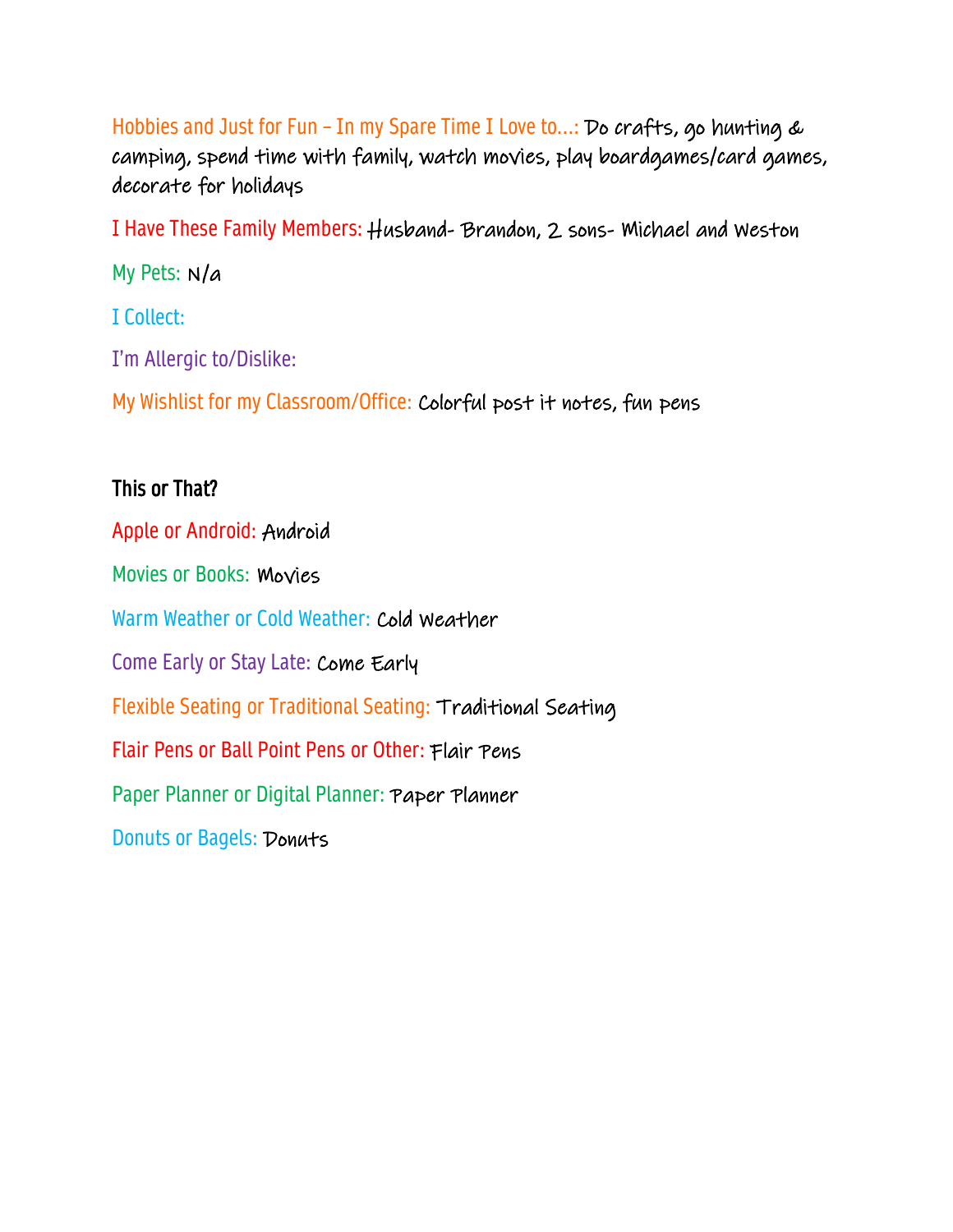Hobbies and Just for Fun – In my Spare Time I Love to…: Do crafts, go hunting & camping, spend time with family, watch movies, play boardgames/card games, decorate for holidays

I Have These Family Members: Husband- Brandon, 2 sons- Michael and Weston

My Pets: N/a

I Collect:

I'm Allergic to/Dislike:

My Wishlist for my Classroom/Office: Colorful post it notes, fun pens

**This or That?**

Apple or Android: Android

Movies or Books: Movies

Warm Weather or Cold Weather: Cold Weather

Come Early or Stay Late: Come Early

Flexible Seating or Traditional Seating: Traditional Seating

Flair Pens or Ball Point Pens or Other: Flair Pens

Paper Planner or Digital Planner: Paper Planner

Donuts or Bagels: Donuts